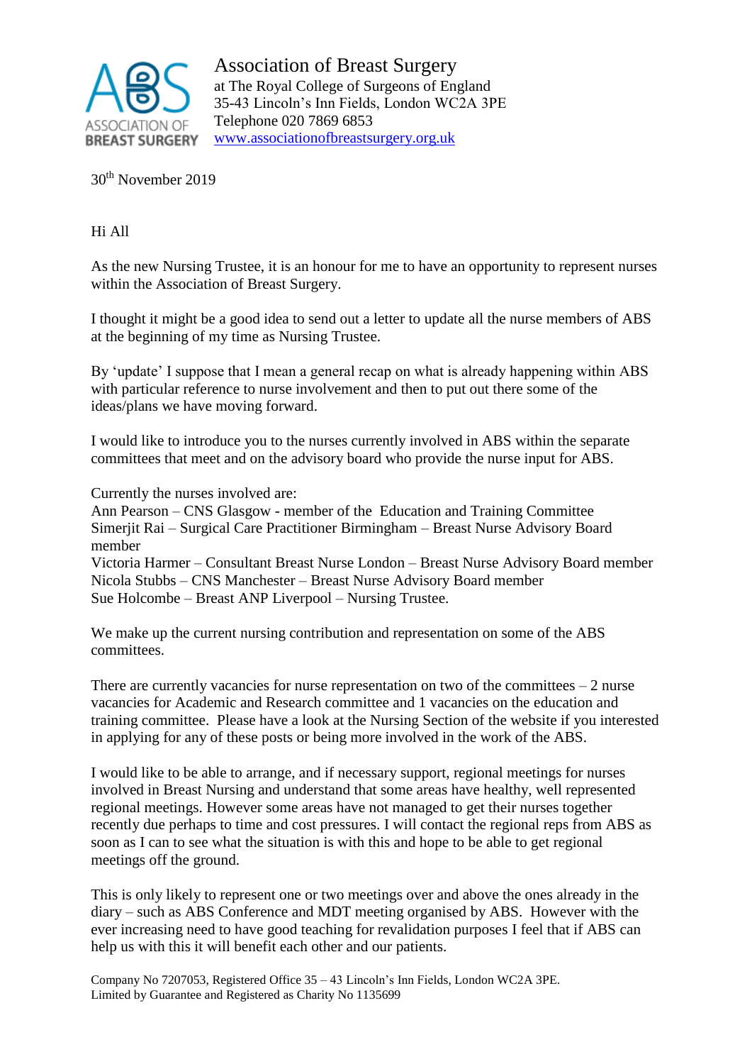# Association of Breast Surgery

at The Royal College of Surgeons of England
35-43 Lincoln's Inn Fields, London WC2A 3PE
Telephone 020 7869 6853
www.associationofbreastsurgery.org.uk

30th November 2019

Hi All

As the new Nursing Trustee, it is an honour for me to have an opportunity to represent nurses within the Association of Breast Surgery.

I thought it might be a good idea to send out a letter to update all the nurse members of ABS at the beginning of my time as Nursing Trustee.

By 'update' I suppose that I mean a general recap on what is already happening within ABS with particular reference to nurse involvement and then to put out there some of the ideas/plans we have moving forward.

I would like to introduce you to the nurses currently involved in ABS within the separate committees that meet and on the advisory board who provide the nurse input for ABS.

Currently the nurses involved are:
Ann Pearson – CNS Glasgow - member of the Education and Training Committee
Simerjit Rai – Surgical Care Practitioner Birmingham – Breast Nurse Advisory Board member
Victoria Harmer – Consultant Breast Nurse London – Breast Nurse Advisory Board member
Nicola Stubbs – CNS Manchester – Breast Nurse Advisory Board member
Sue Holcombe – Breast ANP Liverpool – Nursing Trustee.

We make up the current nursing contribution and representation on some of the ABS committees.

There are currently vacancies for nurse representation on two of the committees – 2 nurse vacancies for Academic and Research committee and 1 vacancies on the education and training committee. Please have a look at the Nursing Section of the website if you interested in applying for any of these posts or being more involved in the work of the ABS.

I would like to be able to arrange, and if necessary support, regional meetings for nurses involved in Breast Nursing and understand that some areas have healthy, well represented regional meetings. However some areas have not managed to get their nurses together recently due perhaps to time and cost pressures. I will contact the regional reps from ABS as soon as I can to see what the situation is with this and hope to be able to get regional meetings off the ground.

This is only likely to represent one or two meetings over and above the ones already in the diary – such as ABS Conference and MDT meeting organised by ABS. However with the ever increasing need to have good teaching for revalidation purposes I feel that if ABS can help us with this it will benefit each other and our patients.

Company No 7207053, Registered Office 35 – 43 Lincoln's Inn Fields, London WC2A 3PE.
Limited by Guarantee and Registered as Charity No 1135699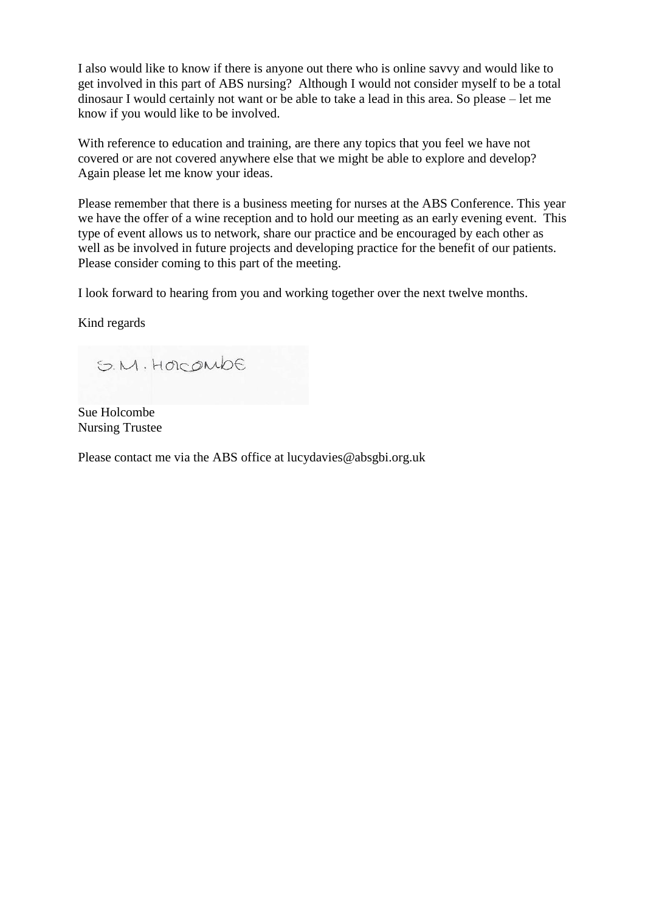I also would like to know if there is anyone out there who is online savvy and would like to get involved in this part of ABS nursing? Although I would not consider myself to be a total dinosaur I would certainly not want or be able to take a lead in this area. So please – let me know if you would like to be involved.

With reference to education and training, are there any topics that you feel we have not covered or are not covered anywhere else that we might be able to explore and develop? Again please let me know your ideas.

Please remember that there is a business meeting for nurses at the ABS Conference. This year we have the offer of a wine reception and to hold our meeting as an early evening event. This type of event allows us to network, share our practice and be encouraged by each other as well as be involved in future projects and developing practice for the benefit of our patients. Please consider coming to this part of the meeting.

I look forward to hearing from you and working together over the next twelve months.

Kind regards

S.M. Holcombe

Sue Holcombe
Nursing Trustee

Please contact me via the ABS office at lucydavies@absgbi.org.uk